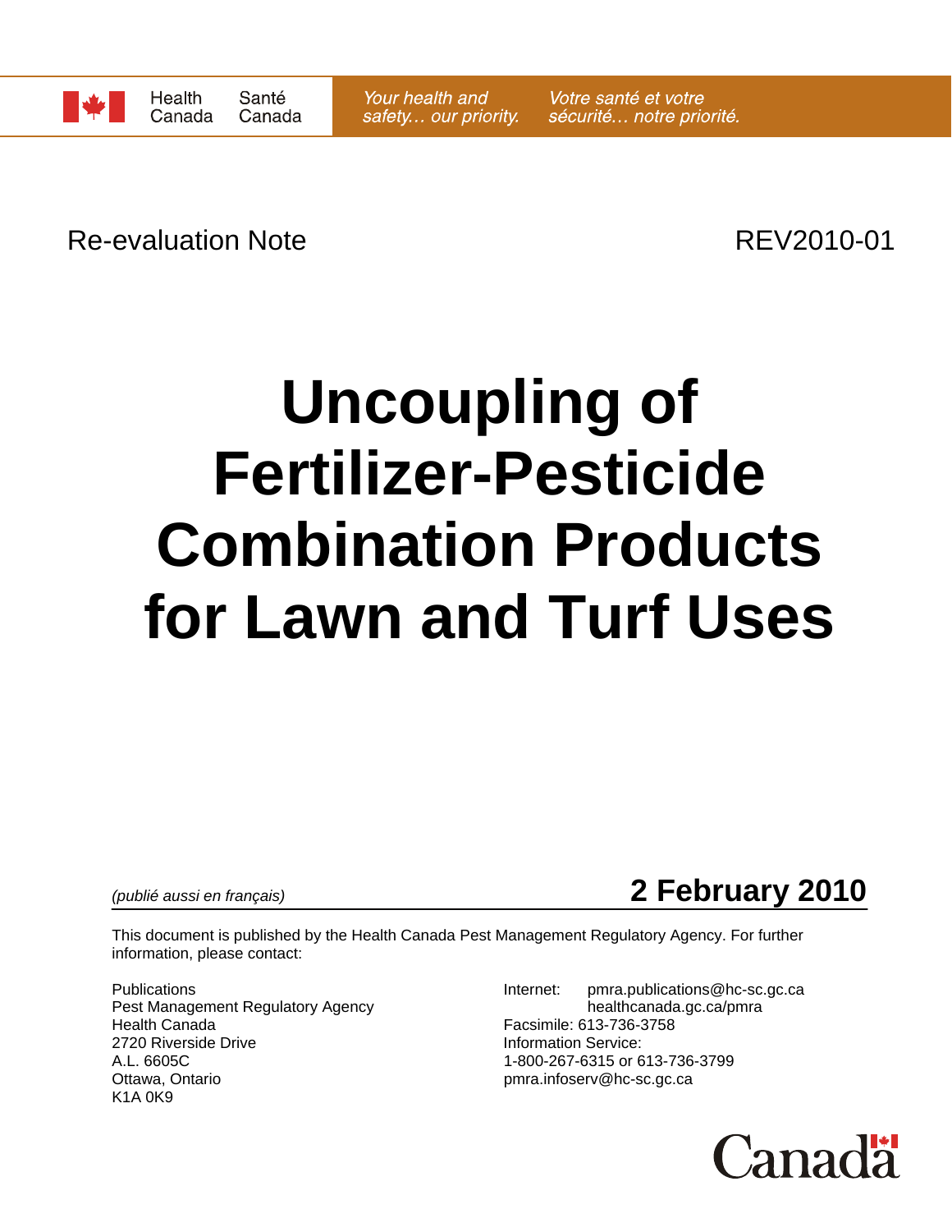Health Canada | Santé Canada

*Your health and safety… our priority.* | *Votre santé et votre sécurité… notre priorité.*

Re-evaluation Note REV2010-01

# Uncoupling of Fertilizer-Pesticide Combination Products for Lawn and Turf Uses

*(publié aussi en français)*

**2 February 2010**

This document is published by the Health Canada Pest Management Regulatory Agency. For further information, please contact:

Publications
Pest Management Regulatory Agency
Health Canada
2720 Riverside Drive
A.L. 6605C
Ottawa, Ontario
K1A 0K9

Internet: pmra.publications@hc-sc.gc.ca
healthcanada.gc.ca/pmra
Facsimile: 613-736-3758
Information Service:
1-800-267-6315 or 613-736-3799
pmra.infoserv@hc-sc.gc.ca

Canada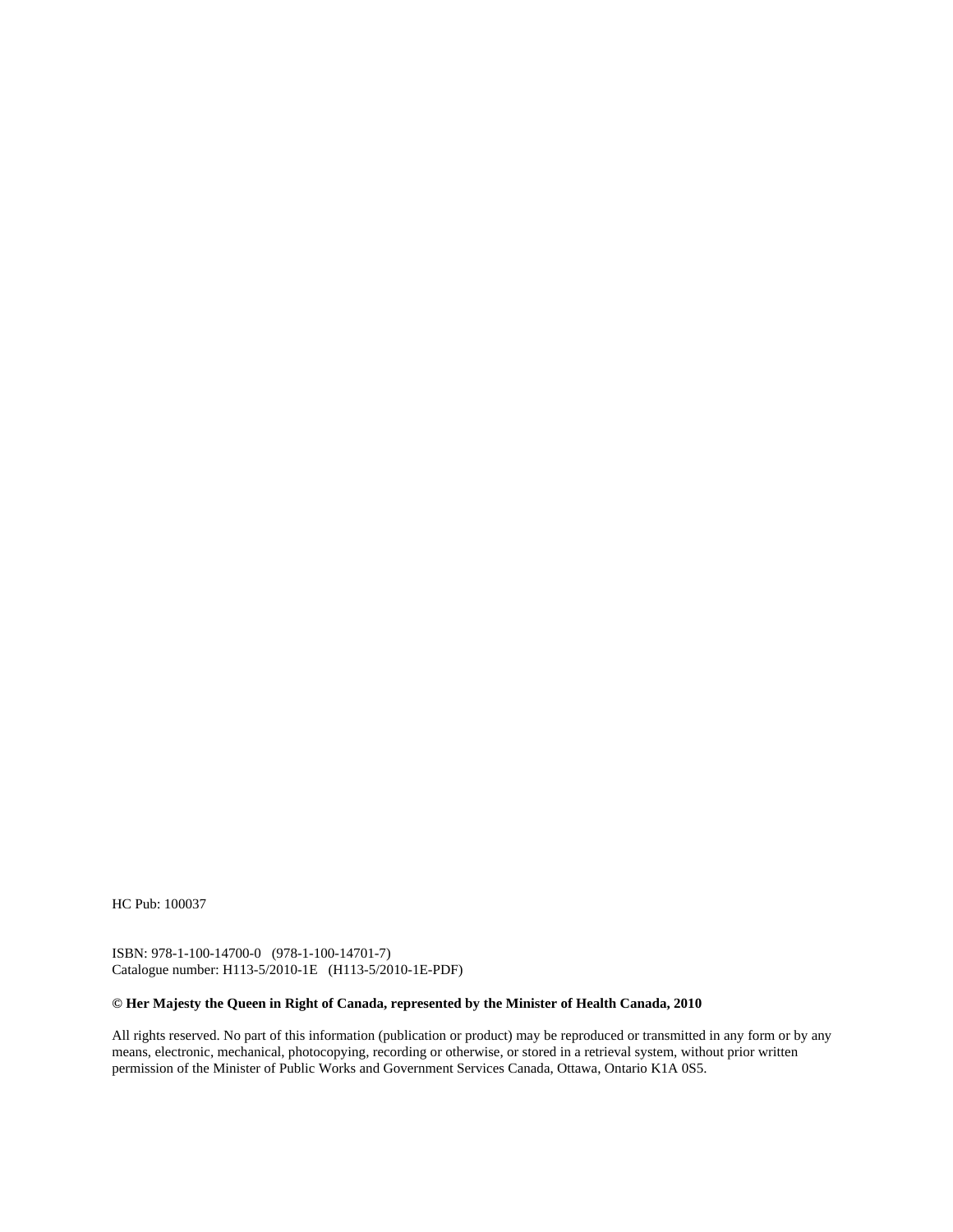HC Pub: 100037

ISBN: 978-1-100-14700-0 (978-1-100-14701-7)
Catalogue number: H113-5/2010-1E (H113-5/2010-1E-PDF)

**© Her Majesty the Queen in Right of Canada, represented by the Minister of Health Canada, 2010**

All rights reserved. No part of this information (publication or product) may be reproduced or transmitted in any form or by any means, electronic, mechanical, photocopying, recording or otherwise, or stored in a retrieval system, without prior written permission of the Minister of Public Works and Government Services Canada, Ottawa, Ontario K1A 0S5.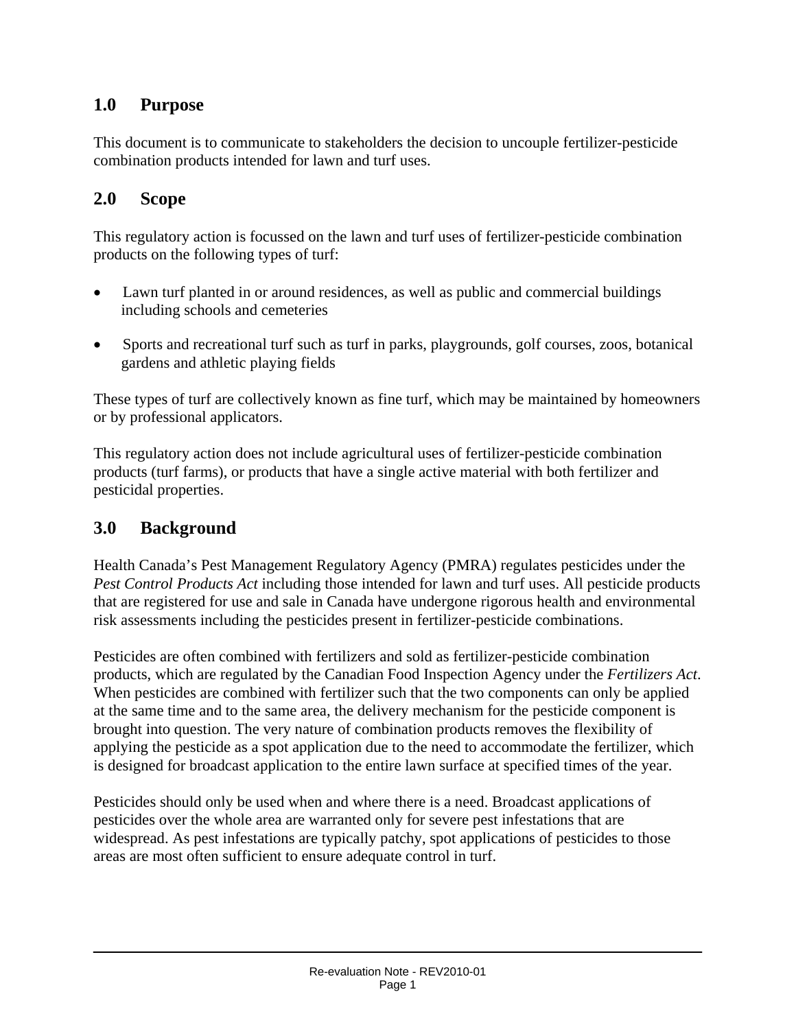## 1.0 Purpose

This document is to communicate to stakeholders the decision to uncouple fertilizer-pesticide combination products intended for lawn and turf uses.

## 2.0 Scope

This regulatory action is focussed on the lawn and turf uses of fertilizer-pesticide combination products on the following types of turf:

- Lawn turf planted in or around residences, as well as public and commercial buildings including schools and cemeteries
- Sports and recreational turf such as turf in parks, playgrounds, golf courses, zoos, botanical gardens and athletic playing fields

These types of turf are collectively known as fine turf, which may be maintained by homeowners or by professional applicators.

This regulatory action does not include agricultural uses of fertilizer-pesticide combination products (turf farms), or products that have a single active material with both fertilizer and pesticidal properties.

## 3.0 Background

Health Canada's Pest Management Regulatory Agency (PMRA) regulates pesticides under the *Pest Control Products Act* including those intended for lawn and turf uses. All pesticide products that are registered for use and sale in Canada have undergone rigorous health and environmental risk assessments including the pesticides present in fertilizer-pesticide combinations.

Pesticides are often combined with fertilizers and sold as fertilizer-pesticide combination products, which are regulated by the Canadian Food Inspection Agency under the *Fertilizers Act*. When pesticides are combined with fertilizer such that the two components can only be applied at the same time and to the same area, the delivery mechanism for the pesticide component is brought into question. The very nature of combination products removes the flexibility of applying the pesticide as a spot application due to the need to accommodate the fertilizer, which is designed for broadcast application to the entire lawn surface at specified times of the year.

Pesticides should only be used when and where there is a need. Broadcast applications of pesticides over the whole area are warranted only for severe pest infestations that are widespread. As pest infestations are typically patchy, spot applications of pesticides to those areas are most often sufficient to ensure adequate control in turf.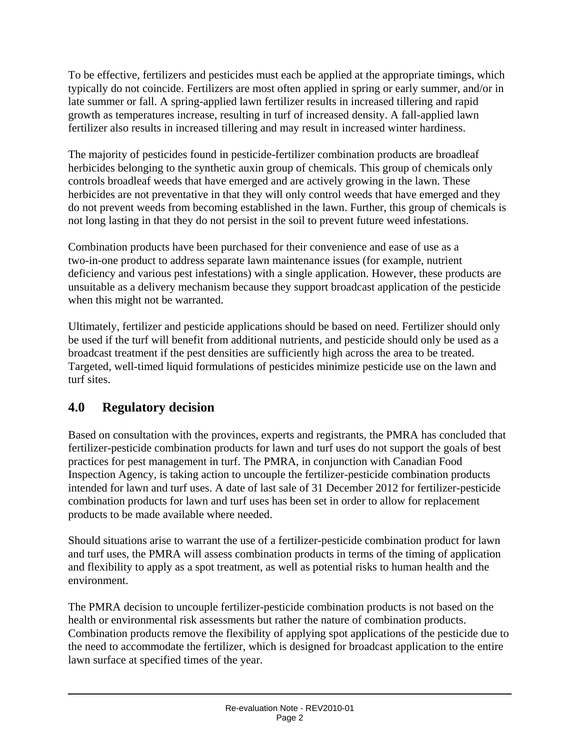To be effective, fertilizers and pesticides must each be applied at the appropriate timings, which typically do not coincide. Fertilizers are most often applied in spring or early summer, and/or in late summer or fall. A spring-applied lawn fertilizer results in increased tillering and rapid growth as temperatures increase, resulting in turf of increased density. A fall-applied lawn fertilizer also results in increased tillering and may result in increased winter hardiness.

The majority of pesticides found in pesticide-fertilizer combination products are broadleaf herbicides belonging to the synthetic auxin group of chemicals. This group of chemicals only controls broadleaf weeds that have emerged and are actively growing in the lawn. These herbicides are not preventative in that they will only control weeds that have emerged and they do not prevent weeds from becoming established in the lawn. Further, this group of chemicals is not long lasting in that they do not persist in the soil to prevent future weed infestations.

Combination products have been purchased for their convenience and ease of use as a two-in-one product to address separate lawn maintenance issues (for example, nutrient deficiency and various pest infestations) with a single application. However, these products are unsuitable as a delivery mechanism because they support broadcast application of the pesticide when this might not be warranted.

Ultimately, fertilizer and pesticide applications should be based on need. Fertilizer should only be used if the turf will benefit from additional nutrients, and pesticide should only be used as a broadcast treatment if the pest densities are sufficiently high across the area to be treated. Targeted, well-timed liquid formulations of pesticides minimize pesticide use on the lawn and turf sites.

## 4.0 Regulatory decision

Based on consultation with the provinces, experts and registrants, the PMRA has concluded that fertilizer-pesticide combination products for lawn and turf uses do not support the goals of best practices for pest management in turf. The PMRA, in conjunction with Canadian Food Inspection Agency, is taking action to uncouple the fertilizer-pesticide combination products intended for lawn and turf uses. A date of last sale of 31 December 2012 for fertilizer-pesticide combination products for lawn and turf uses has been set in order to allow for replacement products to be made available where needed.

Should situations arise to warrant the use of a fertilizer-pesticide combination product for lawn and turf uses, the PMRA will assess combination products in terms of the timing of application and flexibility to apply as a spot treatment, as well as potential risks to human health and the environment.

The PMRA decision to uncouple fertilizer-pesticide combination products is not based on the health or environmental risk assessments but rather the nature of combination products. Combination products remove the flexibility of applying spot applications of the pesticide due to the need to accommodate the fertilizer, which is designed for broadcast application to the entire lawn surface at specified times of the year.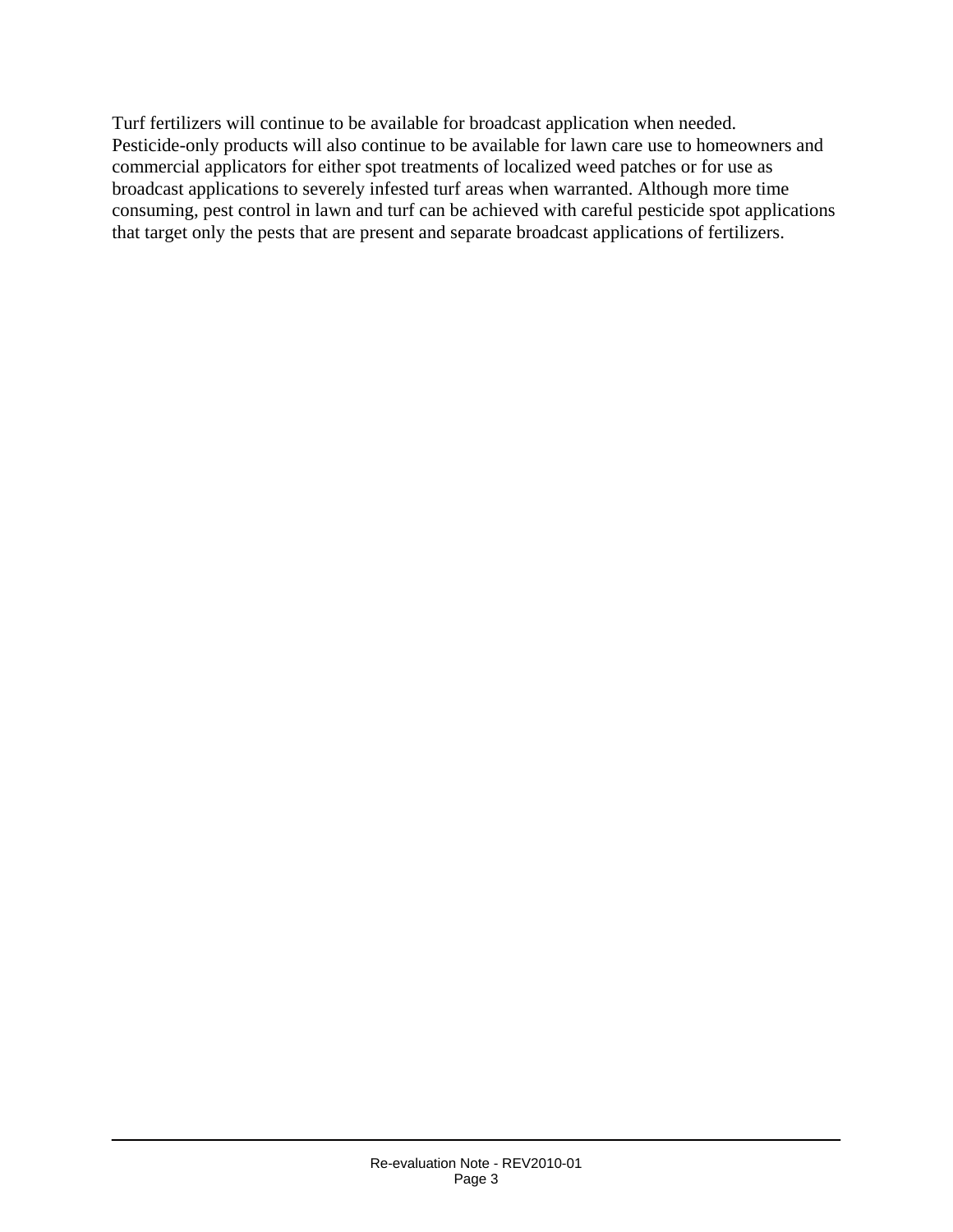Turf fertilizers will continue to be available for broadcast application when needed. Pesticide-only products will also continue to be available for lawn care use to homeowners and commercial applicators for either spot treatments of localized weed patches or for use as broadcast applications to severely infested turf areas when warranted. Although more time consuming, pest control in lawn and turf can be achieved with careful pesticide spot applications that target only the pests that are present and separate broadcast applications of fertilizers.